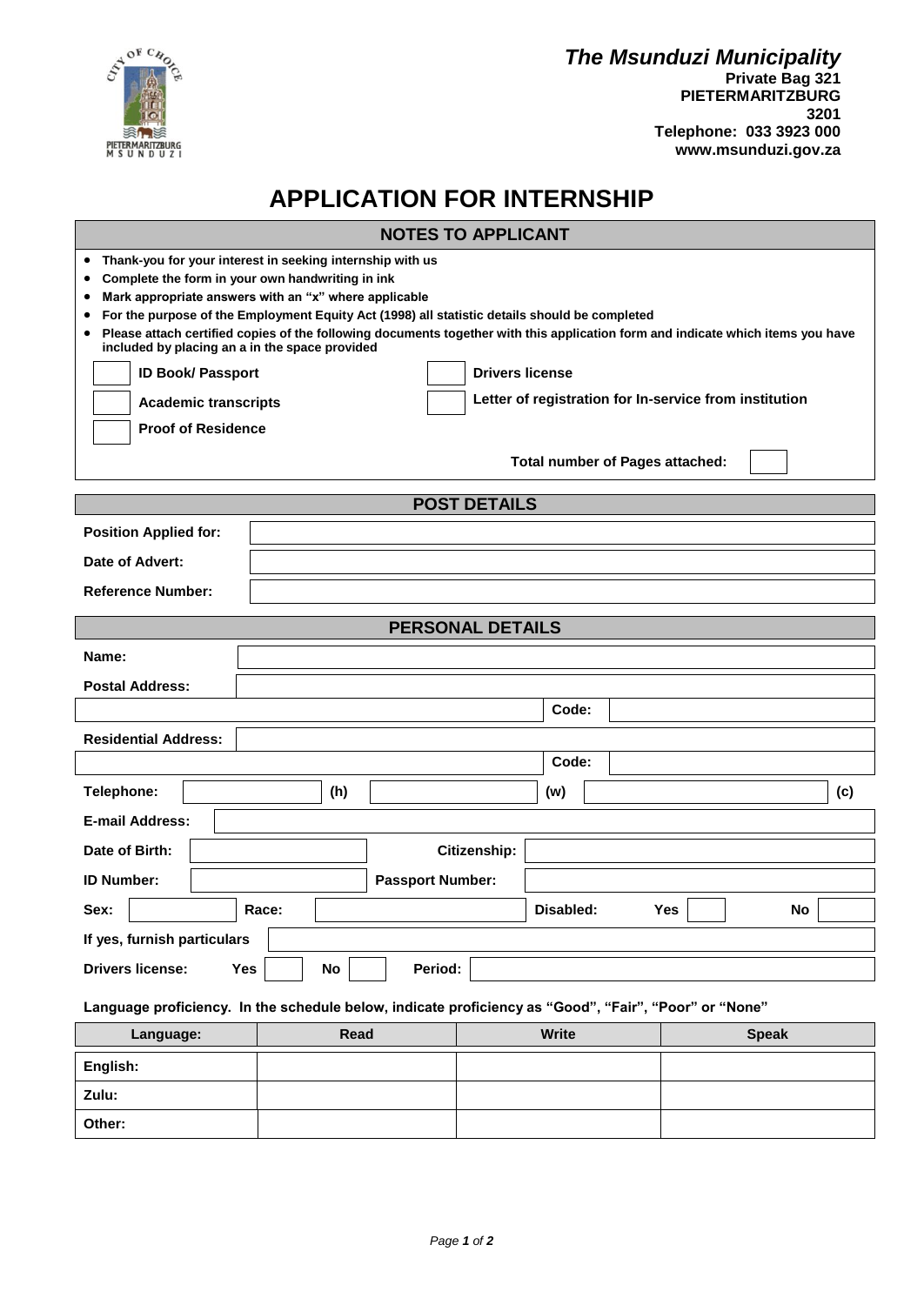**The Msunduzi Municipality**
**Private Bag 321**
**PIETERMARITZBURG**
**3201**
**Telephone: 033 3923 000**
**www.msunduzi.gov.za**

# APPLICATION FOR INTERNSHIP

## NOTES TO APPLICANT

- Thank-you for your interest in seeking internship with us
- Complete the form in your own handwriting in ink
- Mark appropriate answers with an "x" where applicable
- For the purpose of the Employment Equity Act (1998) all statistic details should be completed
- Please attach certified copies of the following documents together with this application form and indicate which items you have included by placing an a in the space provided

| | | | |
|---|---|---|---|
| ☐ | ID Book/ Passport | ☐ | Drivers license |
| ☐ | Academic transcripts | ☐ | Letter of registration for In-service from institution |
| ☐ | Proof of Residence | | |

Total number of Pages attached: ☐

## POST DETAILS

| | |
|---|---|
| Position Applied for: | |
| Date of Advert: | |
| Reference Number: | |

## PERSONAL DETAILS

Name:

Postal Address:

Code:

Residential Address:

Code:

Telephone: (h) (w) (c)

E-mail Address:

Date of Birth: Citizenship:

ID Number: Passport Number:

Sex: Race: Disabled: Yes ☐ No ☐

If yes, furnish particulars

Drivers license: Yes ☐ No ☐ Period:

**Language proficiency. In the schedule below, indicate proficiency as "Good", "Fair", "Poor" or "None"**

| Language: | Read | Write | Speak |
|---|---|---|---|
| English: | | | |
| Zulu: | | | |
| Other: | | | |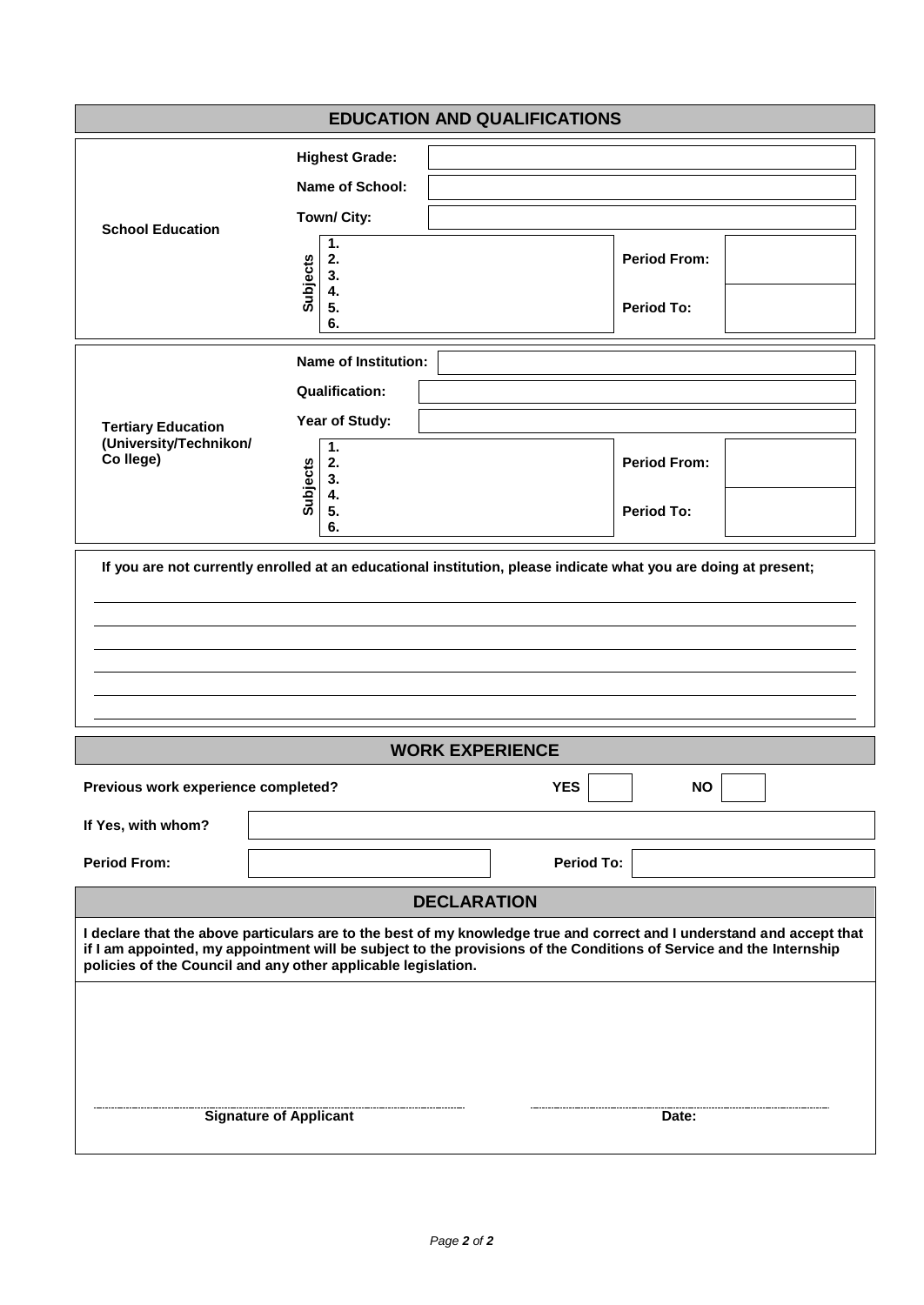## EDUCATION AND QUALIFICATIONS

| | | | | |
|---|---|---|---|---|
| **School Education** | **Highest Grade:** | | | |
| | **Name of School:** | | | |
| | **Town/ City:** | | | |
| | **Subjects** | **1.** **2.** **3.** **4.** **5.** **6.** | **Period From:** | |
| | | | **Period To:** | |

| | | | | |
|---|---|---|---|---|
| **Tertiary Education (University/Technikon/ Co llege)** | **Name of Institution:** | | | |
| | **Qualification:** | | | |
| | **Year of Study:** | | | |
| | **Subjects** | **1.** **2.** **3.** **4.** **5.** **6.** | **Period From:** | |
| | | | **Period To:** | |

**If you are not currently enrolled at an educational institution, please indicate what you are doing at present;**

______________________________________________________________________

______________________________________________________________________

______________________________________________________________________

______________________________________________________________________

______________________________________________________________________

______________________________________________________________________

## WORK EXPERIENCE

| | | | |
|---|---|---|---|
| **Previous work experience completed?** | | **YES** | **NO** |
| **If Yes, with whom?** | | | |
| **Period From:** | | **Period To:** | |

## DECLARATION

**I declare that the above particulars are to the best of my knowledge true and correct and I understand and accept that if I am appointed, my appointment will be subject to the provisions of the Conditions of Service and the Internship policies of the Council and any other applicable legislation.**

..................................................................... **Signature of Applicant**

..................................................................... **Date:**